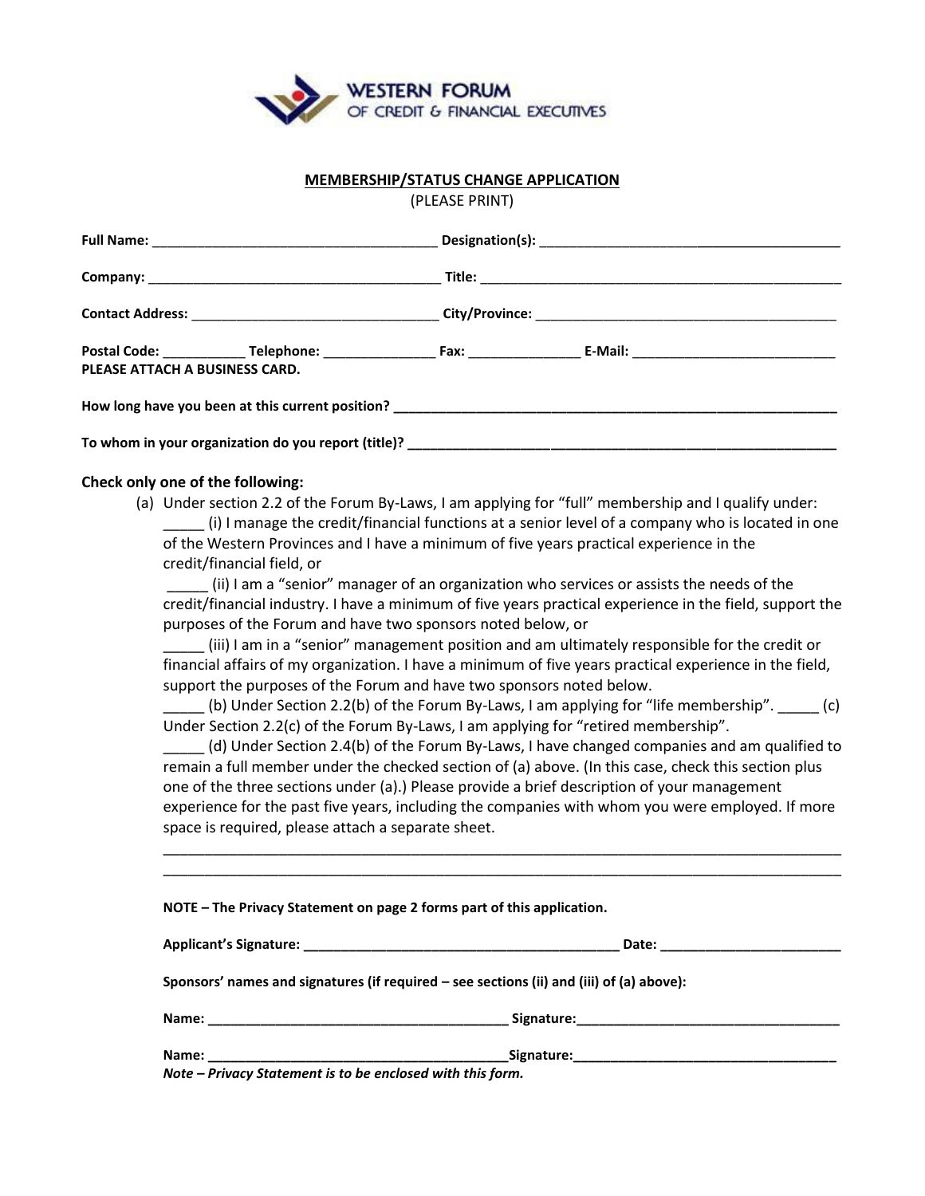WESTERN FORUM
OF CREDIT & FINANCIAL EXECUTIVES

## MEMBERSHIP/STATUS CHANGE APPLICATION

(PLEASE PRINT)

**Full Name:** ______________________________________ **Designation(s):** ________________________________________

**Company:** ______________________________________ **Title:** __________________________________________________

**Contact Address:** _________________________________ **City/Province:** _________________________________________

**Postal Code:** ___________ **Telephone:** _______________ **Fax:** _______________ **E-Mail:** ___________________________

**PLEASE ATTACH A BUSINESS CARD.**

**How long have you been at this current position?** ______________________________________________________________

**To whom in your organization do you report (title)?** ____________________________________________________________

### Check only one of the following:

(a) Under section 2.2 of the Forum By-Laws, I am applying for "full" membership and I qualify under:

_____ (i) I manage the credit/financial functions at a senior level of a company who is located in one of the Western Provinces and I have a minimum of five years practical experience in the credit/financial field, or

_____ (ii) I am a "senior" manager of an organization who services or assists the needs of the credit/financial industry. I have a minimum of five years practical experience in the field, support the purposes of the Forum and have two sponsors noted below, or

_____ (iii) I am in a "senior" management position and am ultimately responsible for the credit or financial affairs of my organization. I have a minimum of five years practical experience in the field, support the purposes of the Forum and have two sponsors noted below.

_____ (b) Under Section 2.2(b) of the Forum By-Laws, I am applying for "life membership". _____ (c) Under Section 2.2(c) of the Forum By-Laws, I am applying for "retired membership".

_____ (d) Under Section 2.4(b) of the Forum By-Laws, I have changed companies and am qualified to remain a full member under the checked section of (a) above. (In this case, check this section plus one of the three sections under (a).) Please provide a brief description of your management experience for the past five years, including the companies with whom you were employed. If more space is required, please attach a separate sheet.

__________________________________________________________________________________________

__________________________________________________________________________________________

**NOTE – The Privacy Statement on page 2 forms part of this application.**

**Applicant's Signature:** __________________________________________ **Date:** ________________________

**Sponsors' names and signatures (if required – see sections (ii) and (iii) of (a) above):**

**Name:** ________________________________________ **Signature:** ___________________________________

**Name:** ________________________________________ **Signature:** ___________________________________

***Note – Privacy Statement is to be enclosed with this form.***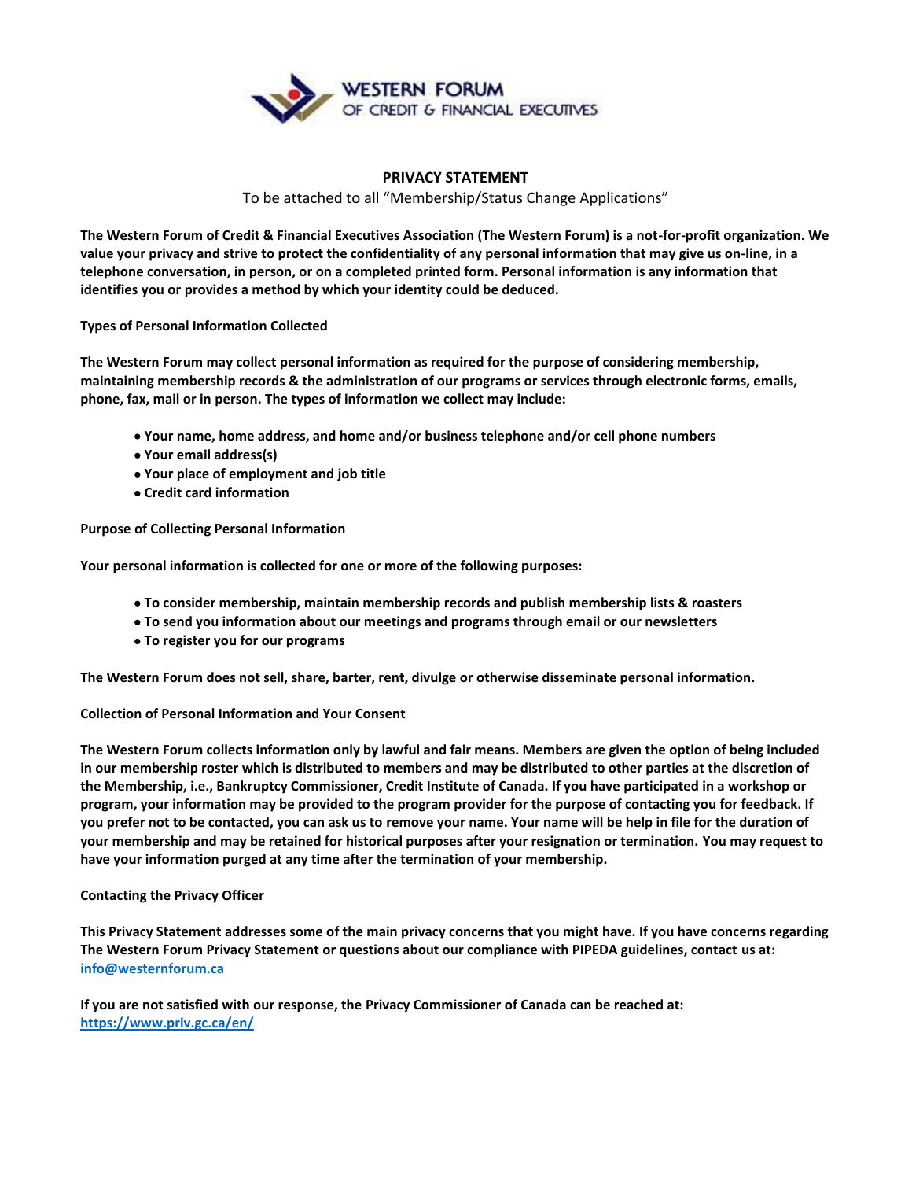WESTERN FORUM
OF CREDIT & FINANCIAL EXECUTIVES

# PRIVACY STATEMENT

To be attached to all "Membership/Status Change Applications"

**The Western Forum of Credit & Financial Executives Association (The Western Forum) is a not-for-profit organization. We value your privacy and strive to protect the confidentiality of any personal information that may give us on-line, in a telephone conversation, in person, or on a completed printed form. Personal information is any information that identifies you or provides a method by which your identity could be deduced.**

## Types of Personal Information Collected

**The Western Forum may collect personal information as required for the purpose of considering membership, maintaining membership records & the administration of our programs or services through electronic forms, emails, phone, fax, mail or in person. The types of information we collect may include:**

- **Your name, home address, and home and/or business telephone and/or cell phone numbers**
- **Your email address(s)**
- **Your place of employment and job title**
- **Credit card information**

## Purpose of Collecting Personal Information

**Your personal information is collected for one or more of the following purposes:**

- **To consider membership, maintain membership records and publish membership lists & roasters**
- **To send you information about our meetings and programs through email or our newsletters**
- **To register you for our programs**

**The Western Forum does not sell, share, barter, rent, divulge or otherwise disseminate personal information.**

## Collection of Personal Information and Your Consent

**The Western Forum collects information only by lawful and fair means. Members are given the option of being included in our membership roster which is distributed to members and may be distributed to other parties at the discretion of the Membership, i.e., Bankruptcy Commissioner, Credit Institute of Canada. If you have participated in a workshop or program, your information may be provided to the program provider for the purpose of contacting you for feedback. If you prefer not to be contacted, you can ask us to remove your name. Your name will be help in file for the duration of your membership and may be retained for historical purposes after your resignation or termination. You may request to have your information purged at any time after the termination of your membership.**

## Contacting the Privacy Officer

**This Privacy Statement addresses some of the main privacy concerns that you might have. If you have concerns regarding The Western Forum Privacy Statement or questions about our compliance with PIPEDA guidelines, contact us at: [info@westernforum.ca](mailto:info@westernforum.ca)**

**If you are not satisfied with our response, the Privacy Commissioner of Canada can be reached at: [https://www.priv.gc.ca/en/](https://www.priv.gc.ca/en/)**